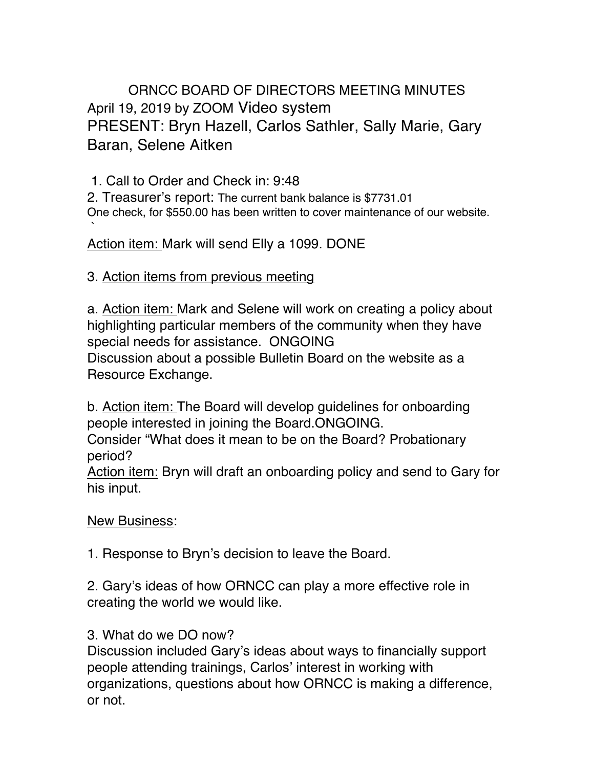# ORNCC BOARD OF DIRECTORS MEETING MINUTES

April 19, 2019 by ZOOM Video system

PRESENT: Bryn Hazell, Carlos Sathler, Sally Marie, Gary Baran, Selene Aitken

1. Call to Order and Check in: 9:48
2. Treasurer's report: The current bank balance is $7731.01
One check, for $550.00 has been written to cover maintenance of our website.
`

<u>Action item:</u> Mark will send Elly a 1099. DONE

3. <u>Action items from previous meeting</u>

a. <u>Action item:</u> Mark and Selene will work on creating a policy about highlighting particular members of the community when they have special needs for assistance. ONGOING
Discussion about a possible Bulletin Board on the website as a Resource Exchange.

b. <u>Action item:</u> The Board will develop guidelines for onboarding people interested in joining the Board.ONGOING.
Consider "What does it mean to be on the Board? Probationary period?
<u>Action item:</u> Bryn will draft an onboarding policy and send to Gary for his input.

<u>New Business</u>:

1. Response to Bryn's decision to leave the Board.

2. Gary's ideas of how ORNCC can play a more effective role in creating the world we would like.

3. What do we DO now?
Discussion included Gary's ideas about ways to financially support people attending trainings, Carlos' interest in working with organizations, questions about how ORNCC is making a difference, or not.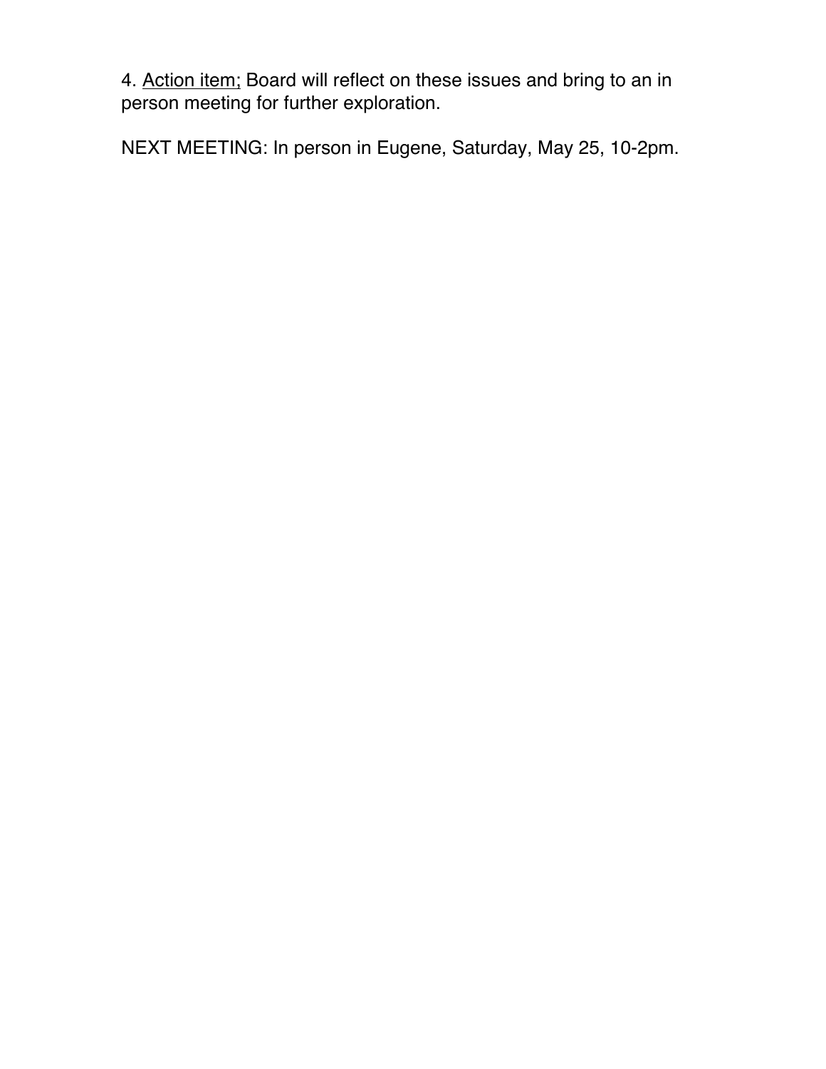4. <u>Action item;</u> Board will reflect on these issues and bring to an in person meeting for further exploration.

NEXT MEETING: In person in Eugene, Saturday, May 25, 10-2pm.